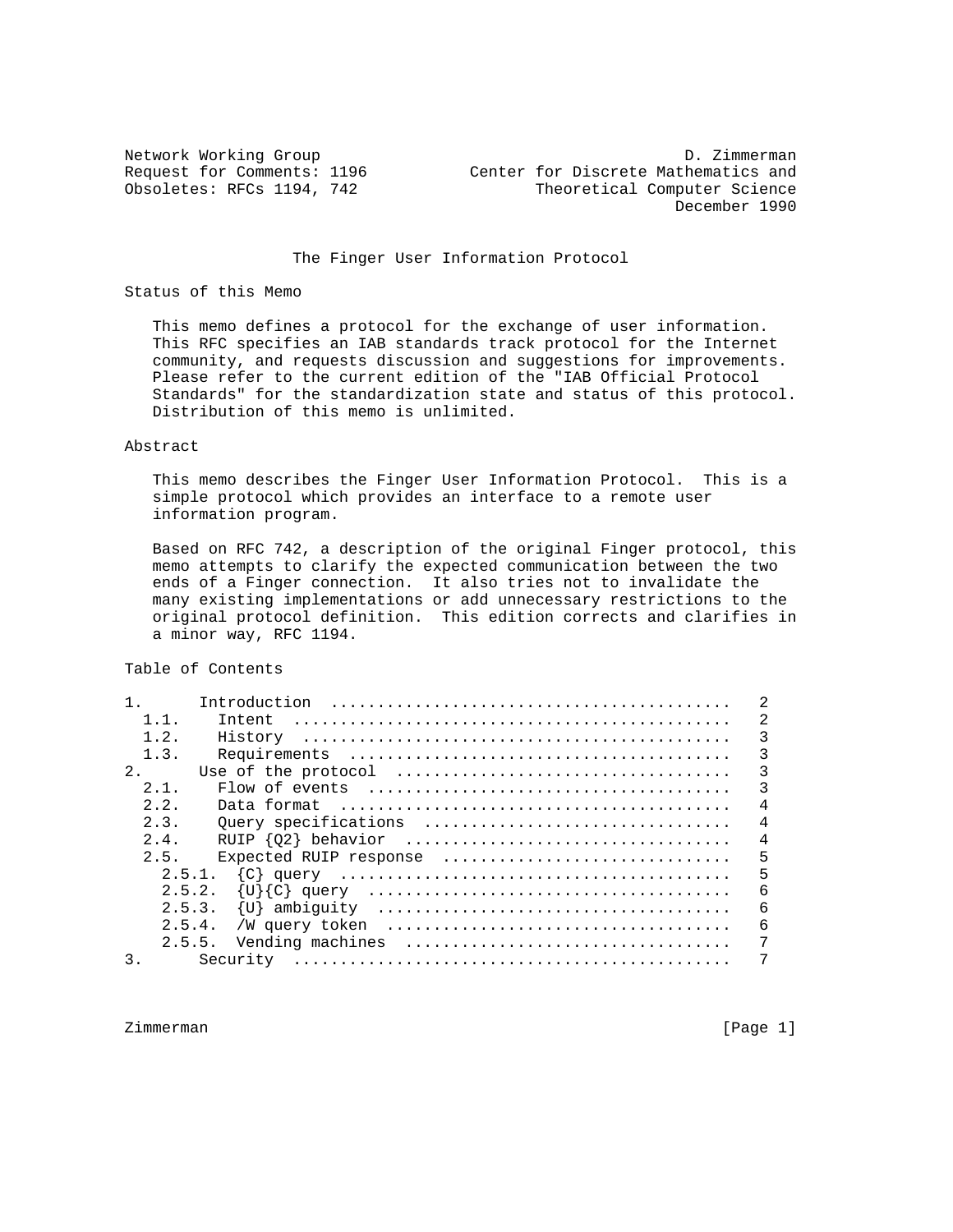Network Working Group D. Zimmerman
Request for Comments: 1196 Center for Discrete Mathematics and
Obsoletes: RFCs 1194, 742 Theoretical Computer Science
December 1990

# The Finger User Information Protocol

## Status of this Memo

This memo defines a protocol for the exchange of user information. This RFC specifies an IAB standards track protocol for the Internet community, and requests discussion and suggestions for improvements. Please refer to the current edition of the "IAB Official Protocol Standards" for the standardization state and status of this protocol. Distribution of this memo is unlimited.

## Abstract

This memo describes the Finger User Information Protocol. This is a simple protocol which provides an interface to a remote user information program.

Based on RFC 742, a description of the original Finger protocol, this memo attempts to clarify the expected communication between the two ends of a Finger connection. It also tries not to invalidate the many existing implementations or add unnecessary restrictions to the original protocol definition. This edition corrects and clarifies in a minor way, RFC 1194.

## Table of Contents

```
1.      Introduction  ..........................................   2
  1.1.    Intent  ..............................................   2
  1.2.    History  .............................................   3
  1.3.    Requirements  ........................................   3
2.      Use of the protocol  ...................................   3
  2.1.    Flow of events  ......................................   3
  2.2.    Data format  .........................................   4
  2.3.    Query specifications  ................................   4
  2.4.    RUIP {Q2} behavior  ..................................   4
  2.5.    Expected RUIP response  ..............................   5
    2.5.1.  {C} query  .........................................   5
    2.5.2.  {U}{C} query  ......................................   6
    2.5.3.  {U} ambiguity  .....................................   6
    2.5.4.  /W query token  ....................................   6
    2.5.5.  Vending machines  ..................................   7
3.      Security  ..............................................   7
```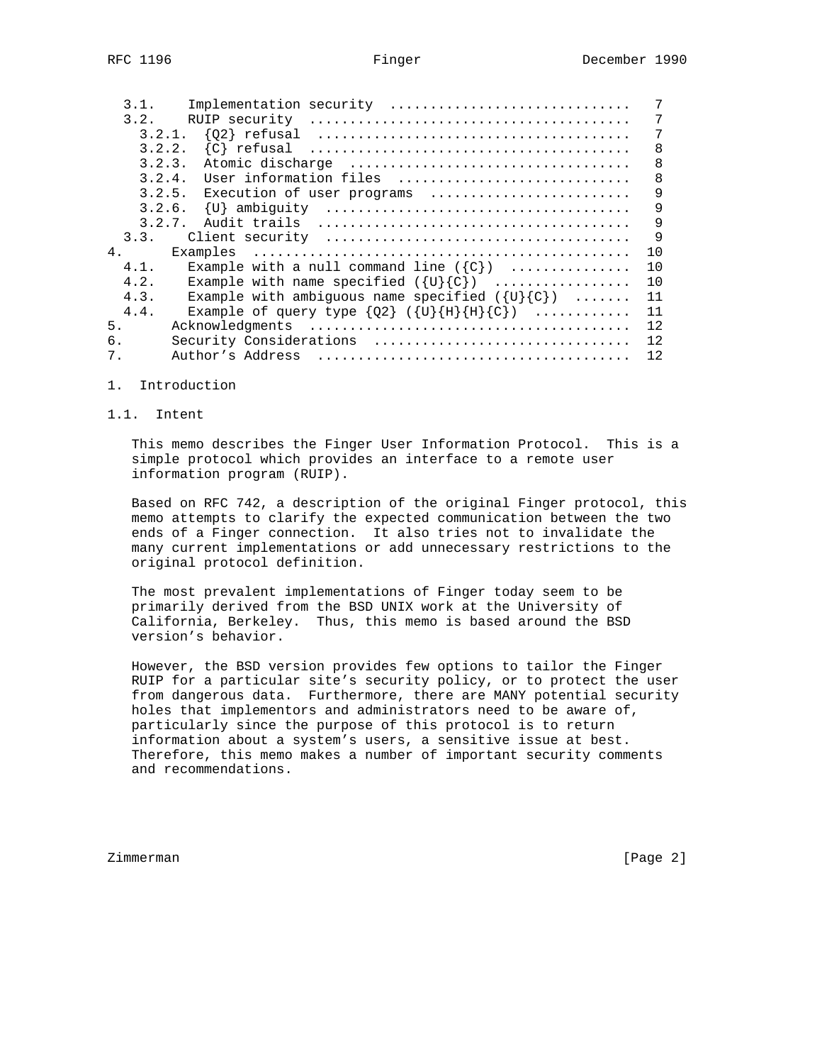```
  3.1.    Implementation security .............................   7
  3.2.    RUIP security .......................................   7
    3.2.1.  {Q2} refusal ......................................   7
    3.2.2.  {C} refusal .......................................   8
    3.2.3.  Atomic discharge ..................................   8
    3.2.4.  User information files ............................   8
    3.2.5.  Execution of user programs ........................   9
    3.2.6.  {U} ambiguity .....................................   9
    3.2.7.  Audit trails ......................................   9
  3.3.    Client security .....................................   9
4.      Examples ..............................................  10
  4.1.    Example with a null command line ({C}) ..............  10
  4.2.    Example with name specified ({U}{C}) ................  10
  4.3.    Example with ambiguous name specified ({U}{C}) .......  11
  4.4.    Example of query type {Q2} ({U}{H}{H}{C}) ...........  11
5.      Acknowledgments .......................................  12
6.      Security Considerations ...............................  12
7.      Author's Address ......................................  12
```

# 1. Introduction

## 1.1. Intent

This memo describes the Finger User Information Protocol. This is a simple protocol which provides an interface to a remote user information program (RUIP).

Based on RFC 742, a description of the original Finger protocol, this memo attempts to clarify the expected communication between the two ends of a Finger connection. It also tries not to invalidate the many current implementations or add unnecessary restrictions to the original protocol definition.

The most prevalent implementations of Finger today seem to be primarily derived from the BSD UNIX work at the University of California, Berkeley. Thus, this memo is based around the BSD version's behavior.

However, the BSD version provides few options to tailor the Finger RUIP for a particular site's security policy, or to protect the user from dangerous data. Furthermore, there are MANY potential security holes that implementors and administrators need to be aware of, particularly since the purpose of this protocol is to return information about a system's users, a sensitive issue at best. Therefore, this memo makes a number of important security comments and recommendations.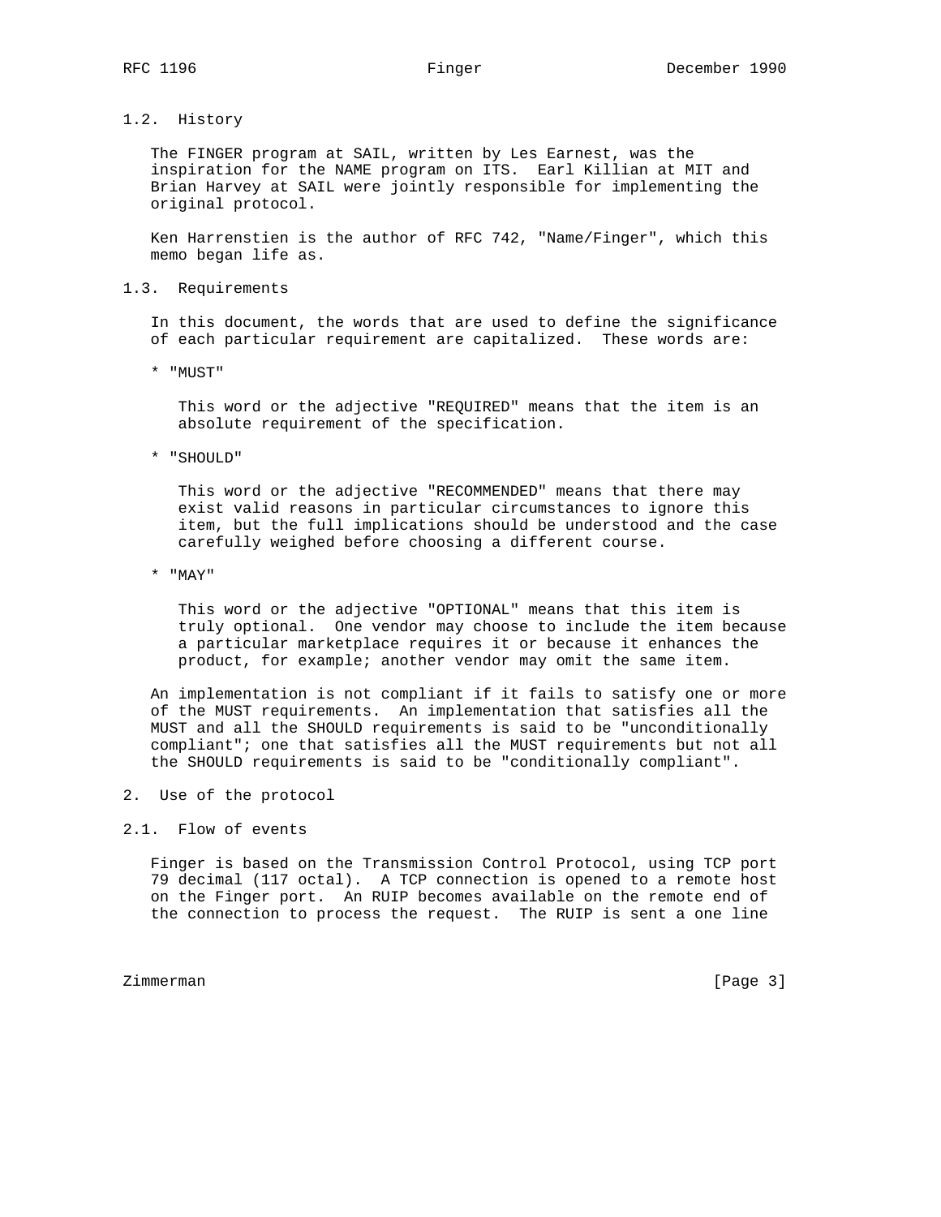### 1.2. History

The FINGER program at SAIL, written by Les Earnest, was the inspiration for the NAME program on ITS. Earl Killian at MIT and Brian Harvey at SAIL were jointly responsible for implementing the original protocol.

Ken Harrenstien is the author of RFC 742, "Name/Finger", which this memo began life as.

### 1.3. Requirements

In this document, the words that are used to define the significance of each particular requirement are capitalized. These words are:

* "MUST"

  This word or the adjective "REQUIRED" means that the item is an absolute requirement of the specification.

* "SHOULD"

  This word or the adjective "RECOMMENDED" means that there may exist valid reasons in particular circumstances to ignore this item, but the full implications should be understood and the case carefully weighed before choosing a different course.

* "MAY"

  This word or the adjective "OPTIONAL" means that this item is truly optional. One vendor may choose to include the item because a particular marketplace requires it or because it enhances the product, for example; another vendor may omit the same item.

An implementation is not compliant if it fails to satisfy one or more of the MUST requirements. An implementation that satisfies all the MUST and all the SHOULD requirements is said to be "unconditionally compliant"; one that satisfies all the MUST requirements but not all the SHOULD requirements is said to be "conditionally compliant".

## 2. Use of the protocol

### 2.1. Flow of events

Finger is based on the Transmission Control Protocol, using TCP port 79 decimal (117 octal). A TCP connection is opened to a remote host on the Finger port. An RUIP becomes available on the remote end of the connection to process the request. The RUIP is sent a one line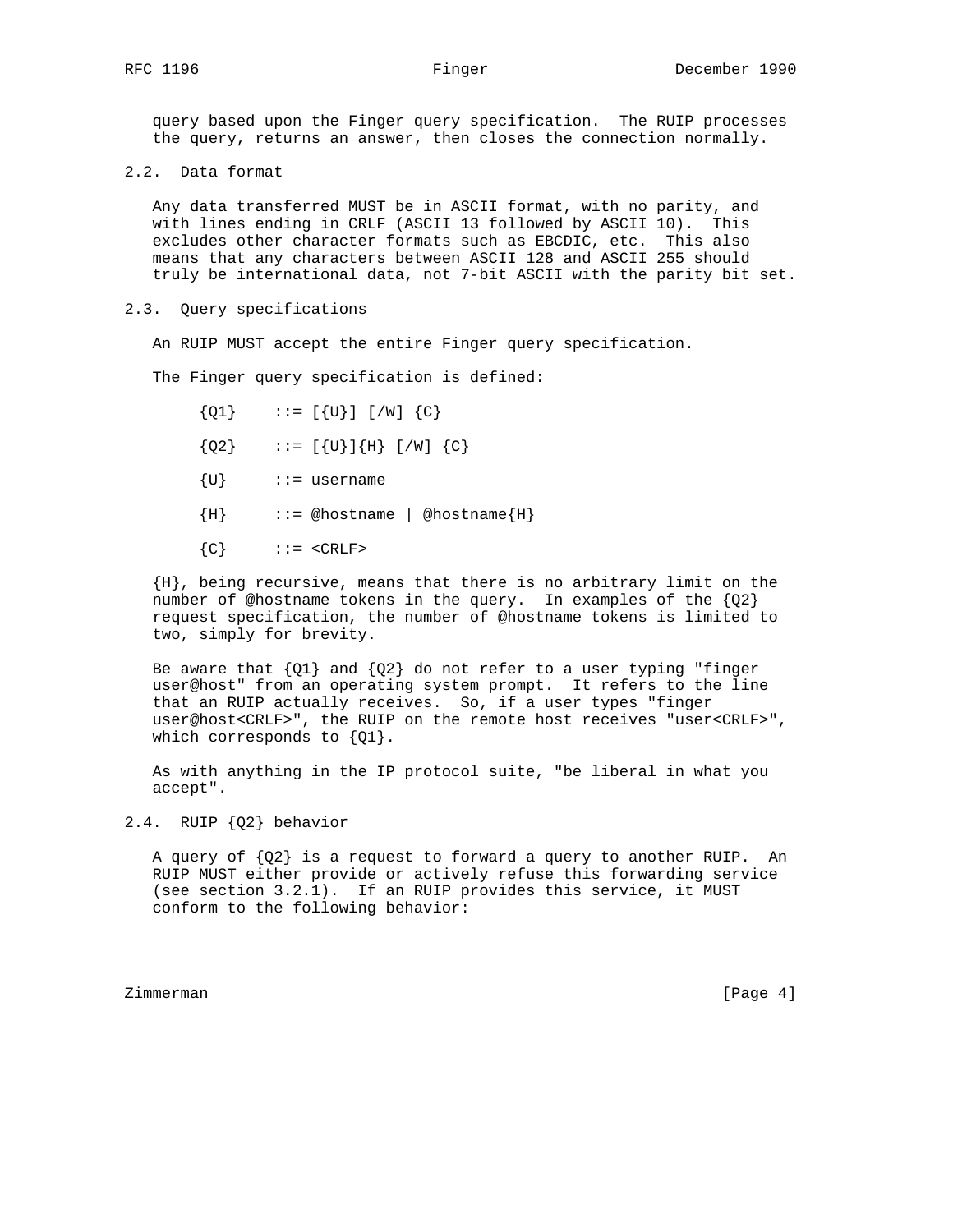query based upon the Finger query specification. The RUIP processes the query, returns an answer, then closes the connection normally.

## 2.2. Data format

Any data transferred MUST be in ASCII format, with no parity, and with lines ending in CRLF (ASCII 13 followed by ASCII 10). This excludes other character formats such as EBCDIC, etc. This also means that any characters between ASCII 128 and ASCII 255 should truly be international data, not 7-bit ASCII with the parity bit set.

## 2.3. Query specifications

An RUIP MUST accept the entire Finger query specification.

The Finger query specification is defined:

```
{Q1}    ::= [{U}] [/W] {C}

{Q2}    ::= [{U}]{H} [/W] {C}

{U}     ::= username

{H}     ::= @hostname | @hostname{H}

{C}     ::= <CRLF>
```

{H}, being recursive, means that there is no arbitrary limit on the number of @hostname tokens in the query. In examples of the {Q2} request specification, the number of @hostname tokens is limited to two, simply for brevity.

Be aware that {Q1} and {Q2} do not refer to a user typing "finger user@host" from an operating system prompt. It refers to the line that an RUIP actually receives. So, if a user types "finger user@host<CRLF>", the RUIP on the remote host receives "user<CRLF>", which corresponds to {Q1}.

As with anything in the IP protocol suite, "be liberal in what you accept".

## 2.4. RUIP {Q2} behavior

A query of {Q2} is a request to forward a query to another RUIP. An RUIP MUST either provide or actively refuse this forwarding service (see section 3.2.1). If an RUIP provides this service, it MUST conform to the following behavior: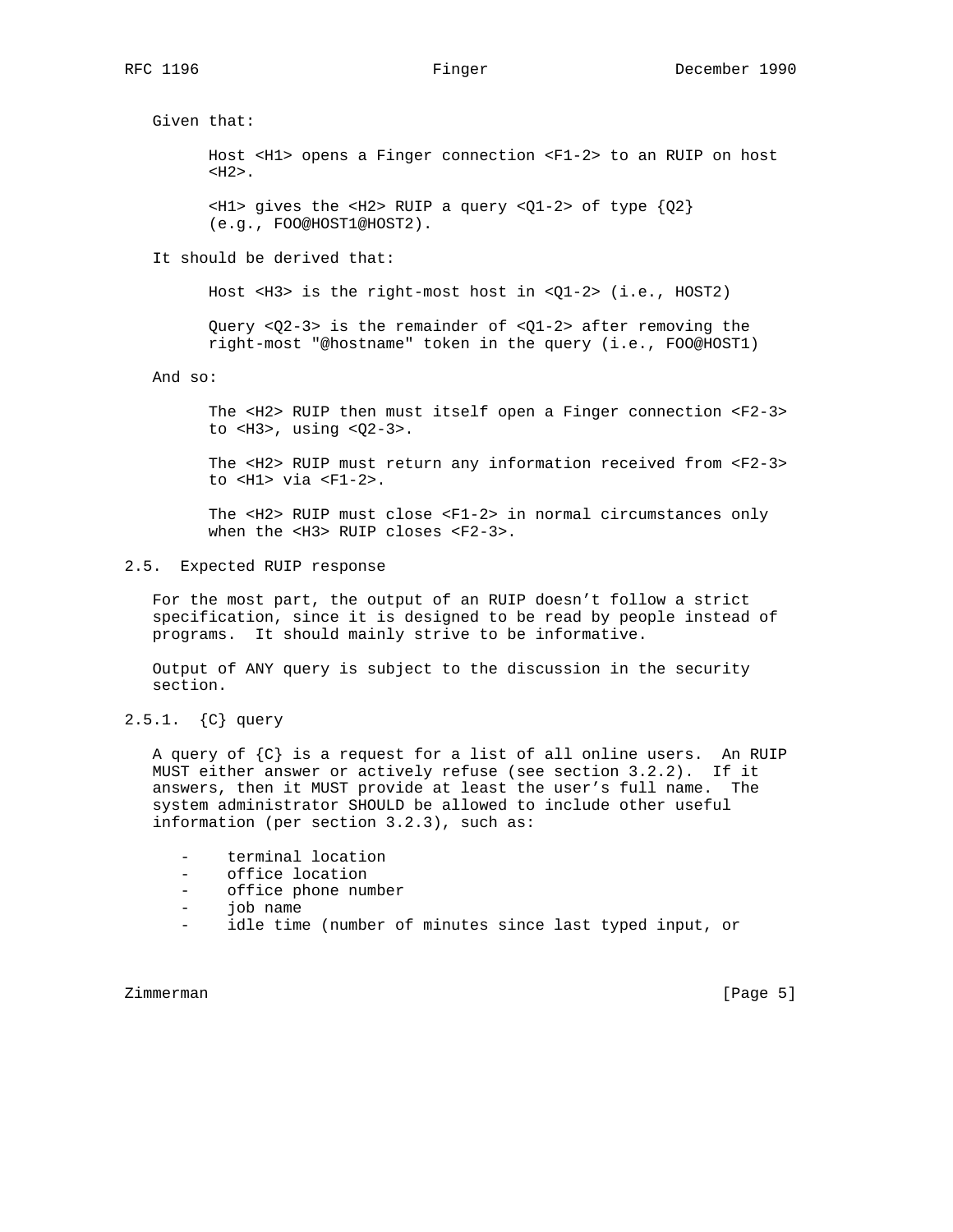Given that:

Host <H1> opens a Finger connection <F1-2> to an RUIP on host <H2>.

<H1> gives the <H2> RUIP a query <Q1-2> of type {Q2} (e.g., FOO@HOST1@HOST2).

It should be derived that:

Host <H3> is the right-most host in <Q1-2> (i.e., HOST2)

Query <Q2-3> is the remainder of <Q1-2> after removing the right-most "@hostname" token in the query (i.e., FOO@HOST1)

And so:

The <H2> RUIP then must itself open a Finger connection <F2-3> to <H3>, using <Q2-3>.

The <H2> RUIP must return any information received from <F2-3> to <H1> via <F1-2>.

The <H2> RUIP must close <F1-2> in normal circumstances only when the <H3> RUIP closes <F2-3>.

## 2.5. Expected RUIP response

For the most part, the output of an RUIP doesn't follow a strict specification, since it is designed to be read by people instead of programs. It should mainly strive to be informative.

Output of ANY query is subject to the discussion in the security section.

### 2.5.1. {C} query

A query of {C} is a request for a list of all online users. An RUIP MUST either answer or actively refuse (see section 3.2.2). If it answers, then it MUST provide at least the user's full name. The system administrator SHOULD be allowed to include other useful information (per section 3.2.3), such as:

- terminal location
- office location
- office phone number
- job name
- idle time (number of minutes since last typed input, or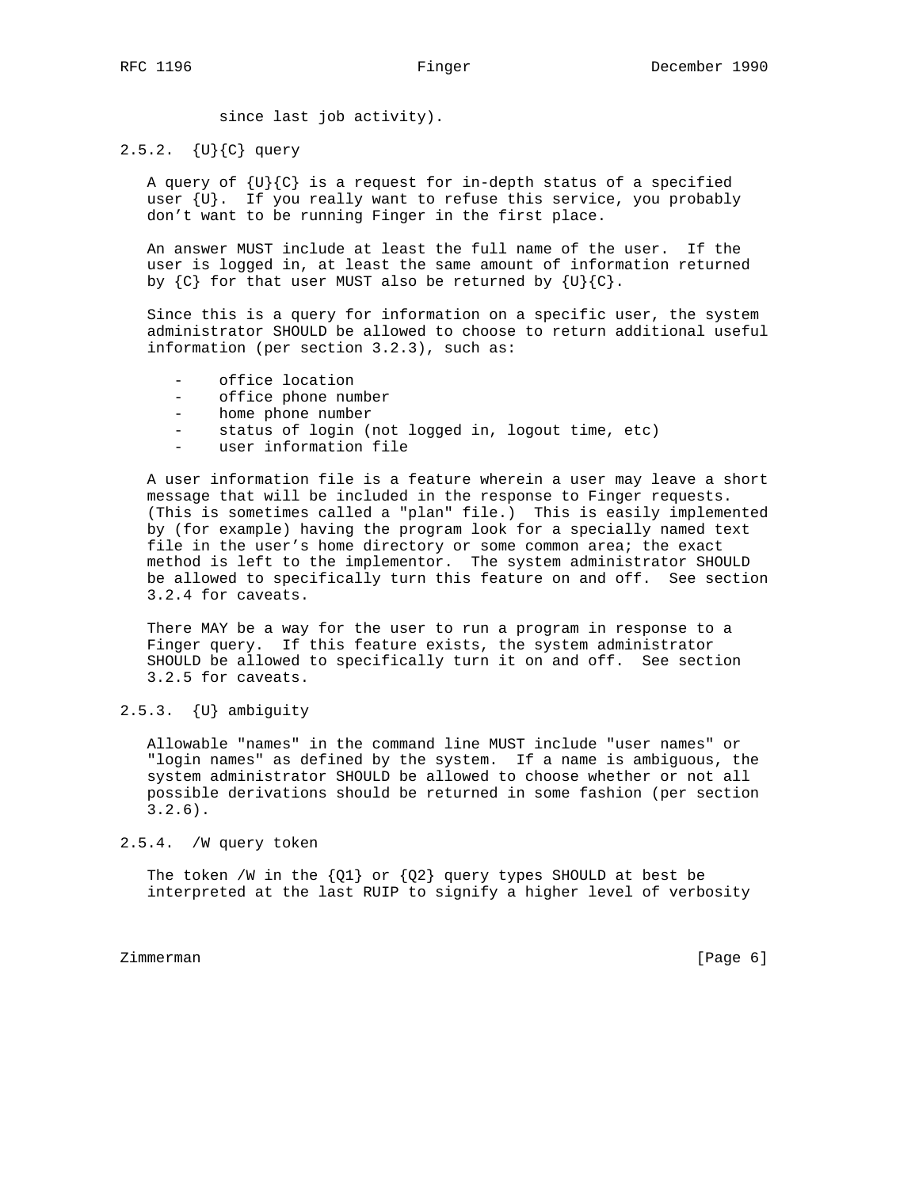since last job activity).

### 2.5.2. {U}{C} query

A query of {U}{C} is a request for in-depth status of a specified user {U}. If you really want to refuse this service, you probably don't want to be running Finger in the first place.

An answer MUST include at least the full name of the user. If the user is logged in, at least the same amount of information returned by {C} for that user MUST also be returned by {U}{C}.

Since this is a query for information on a specific user, the system administrator SHOULD be allowed to choose to return additional useful information (per section 3.2.3), such as:

- office location
- office phone number
- home phone number
- status of login (not logged in, logout time, etc)
- user information file

A user information file is a feature wherein a user may leave a short message that will be included in the response to Finger requests. (This is sometimes called a "plan" file.) This is easily implemented by (for example) having the program look for a specially named text file in the user's home directory or some common area; the exact method is left to the implementor. The system administrator SHOULD be allowed to specifically turn this feature on and off. See section 3.2.4 for caveats.

There MAY be a way for the user to run a program in response to a Finger query. If this feature exists, the system administrator SHOULD be allowed to specifically turn it on and off. See section 3.2.5 for caveats.

### 2.5.3. {U} ambiguity

Allowable "names" in the command line MUST include "user names" or "login names" as defined by the system. If a name is ambiguous, the system administrator SHOULD be allowed to choose whether or not all possible derivations should be returned in some fashion (per section 3.2.6).

### 2.5.4. /W query token

The token /W in the {Q1} or {Q2} query types SHOULD at best be interpreted at the last RUIP to signify a higher level of verbosity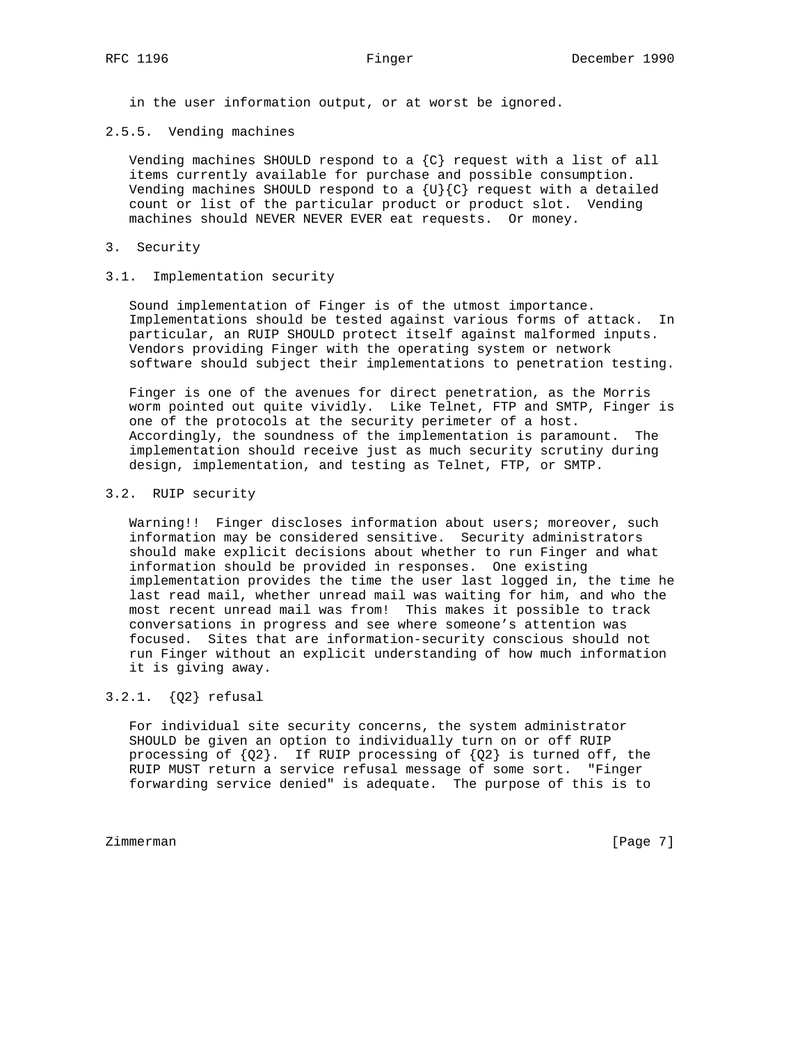in the user information output, or at worst be ignored.

#### 2.5.5. Vending machines

Vending machines SHOULD respond to a {C} request with a list of all items currently available for purchase and possible consumption. Vending machines SHOULD respond to a {U}{C} request with a detailed count or list of the particular product or product slot. Vending machines should NEVER NEVER EVER eat requests. Or money.

## 3. Security

### 3.1. Implementation security

Sound implementation of Finger is of the utmost importance. Implementations should be tested against various forms of attack. In particular, an RUIP SHOULD protect itself against malformed inputs. Vendors providing Finger with the operating system or network software should subject their implementations to penetration testing.

Finger is one of the avenues for direct penetration, as the Morris worm pointed out quite vividly. Like Telnet, FTP and SMTP, Finger is one of the protocols at the security perimeter of a host. Accordingly, the soundness of the implementation is paramount. The implementation should receive just as much security scrutiny during design, implementation, and testing as Telnet, FTP, or SMTP.

### 3.2. RUIP security

Warning!! Finger discloses information about users; moreover, such information may be considered sensitive. Security administrators should make explicit decisions about whether to run Finger and what information should be provided in responses. One existing implementation provides the time the user last logged in, the time he last read mail, whether unread mail was waiting for him, and who the most recent unread mail was from! This makes it possible to track conversations in progress and see where someone's attention was focused. Sites that are information-security conscious should not run Finger without an explicit understanding of how much information it is giving away.

#### 3.2.1. {Q2} refusal

For individual site security concerns, the system administrator SHOULD be given an option to individually turn on or off RUIP processing of {Q2}. If RUIP processing of {Q2} is turned off, the RUIP MUST return a service refusal message of some sort. "Finger forwarding service denied" is adequate. The purpose of this is to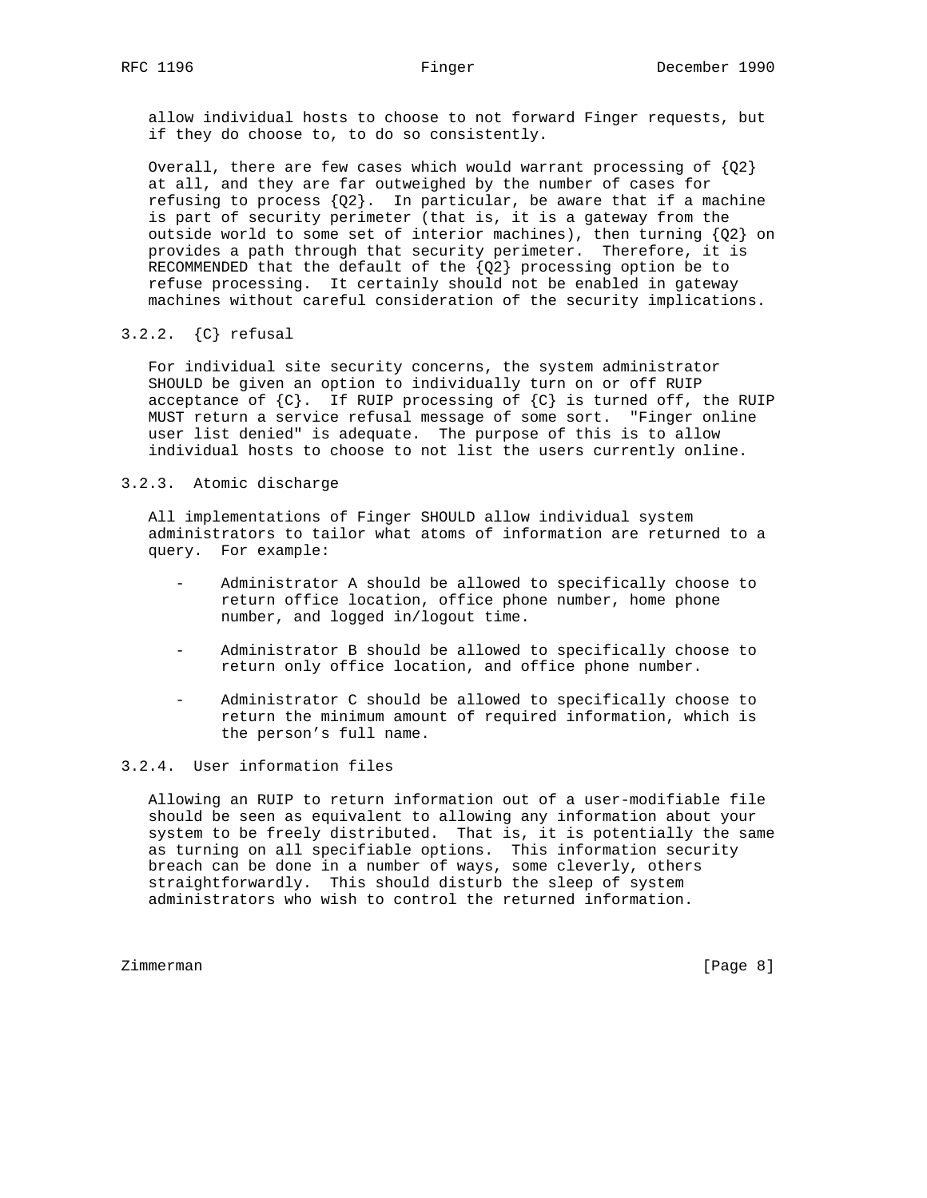allow individual hosts to choose to not forward Finger requests, but if they do choose to, to do so consistently.

Overall, there are few cases which would warrant processing of {Q2} at all, and they are far outweighed by the number of cases for refusing to process {Q2}. In particular, be aware that if a machine is part of security perimeter (that is, it is a gateway from the outside world to some set of interior machines), then turning {Q2} on provides a path through that security perimeter. Therefore, it is RECOMMENDED that the default of the {Q2} processing option be to refuse processing. It certainly should not be enabled in gateway machines without careful consideration of the security implications.

### 3.2.2. {C} refusal

For individual site security concerns, the system administrator SHOULD be given an option to individually turn on or off RUIP acceptance of {C}. If RUIP processing of {C} is turned off, the RUIP MUST return a service refusal message of some sort. "Finger online user list denied" is adequate. The purpose of this is to allow individual hosts to choose to not list the users currently online.

### 3.2.3. Atomic discharge

All implementations of Finger SHOULD allow individual system administrators to tailor what atoms of information are returned to a query. For example:

- Administrator A should be allowed to specifically choose to return office location, office phone number, home phone number, and logged in/logout time.

- Administrator B should be allowed to specifically choose to return only office location, and office phone number.

- Administrator C should be allowed to specifically choose to return the minimum amount of required information, which is the person's full name.

### 3.2.4. User information files

Allowing an RUIP to return information out of a user-modifiable file should be seen as equivalent to allowing any information about your system to be freely distributed. That is, it is potentially the same as turning on all specifiable options. This information security breach can be done in a number of ways, some cleverly, others straightforwardly. This should disturb the sleep of system administrators who wish to control the returned information.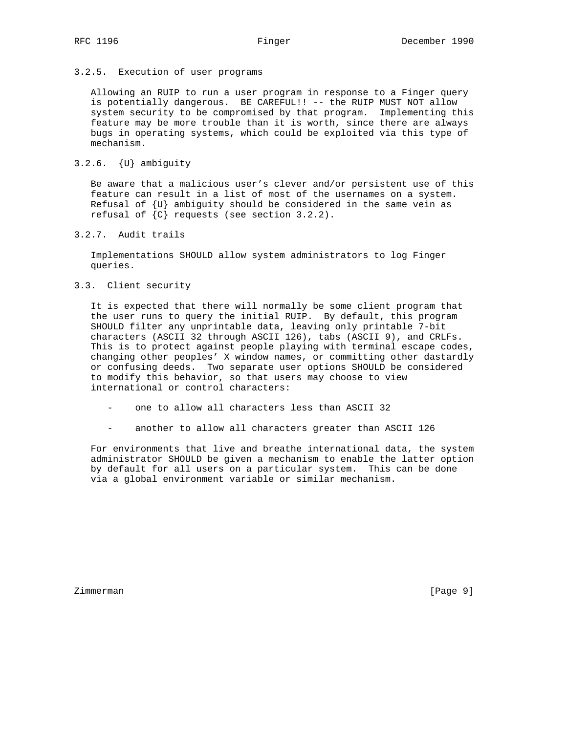### 3.2.5. Execution of user programs

Allowing an RUIP to run a user program in response to a Finger query is potentially dangerous. BE CAREFUL!! -- the RUIP MUST NOT allow system security to be compromised by that program. Implementing this feature may be more trouble than it is worth, since there are always bugs in operating systems, which could be exploited via this type of mechanism.

### 3.2.6. {U} ambiguity

Be aware that a malicious user's clever and/or persistent use of this feature can result in a list of most of the usernames on a system. Refusal of {U} ambiguity should be considered in the same vein as refusal of {C} requests (see section 3.2.2).

### 3.2.7. Audit trails

Implementations SHOULD allow system administrators to log Finger queries.

## 3.3. Client security

It is expected that there will normally be some client program that the user runs to query the initial RUIP. By default, this program SHOULD filter any unprintable data, leaving only printable 7-bit characters (ASCII 32 through ASCII 126), tabs (ASCII 9), and CRLFs. This is to protect against people playing with terminal escape codes, changing other peoples' X window names, or committing other dastardly or confusing deeds. Two separate user options SHOULD be considered to modify this behavior, so that users may choose to view international or control characters:

- one to allow all characters less than ASCII 32
- another to allow all characters greater than ASCII 126

For environments that live and breathe international data, the system administrator SHOULD be given a mechanism to enable the latter option by default for all users on a particular system. This can be done via a global environment variable or similar mechanism.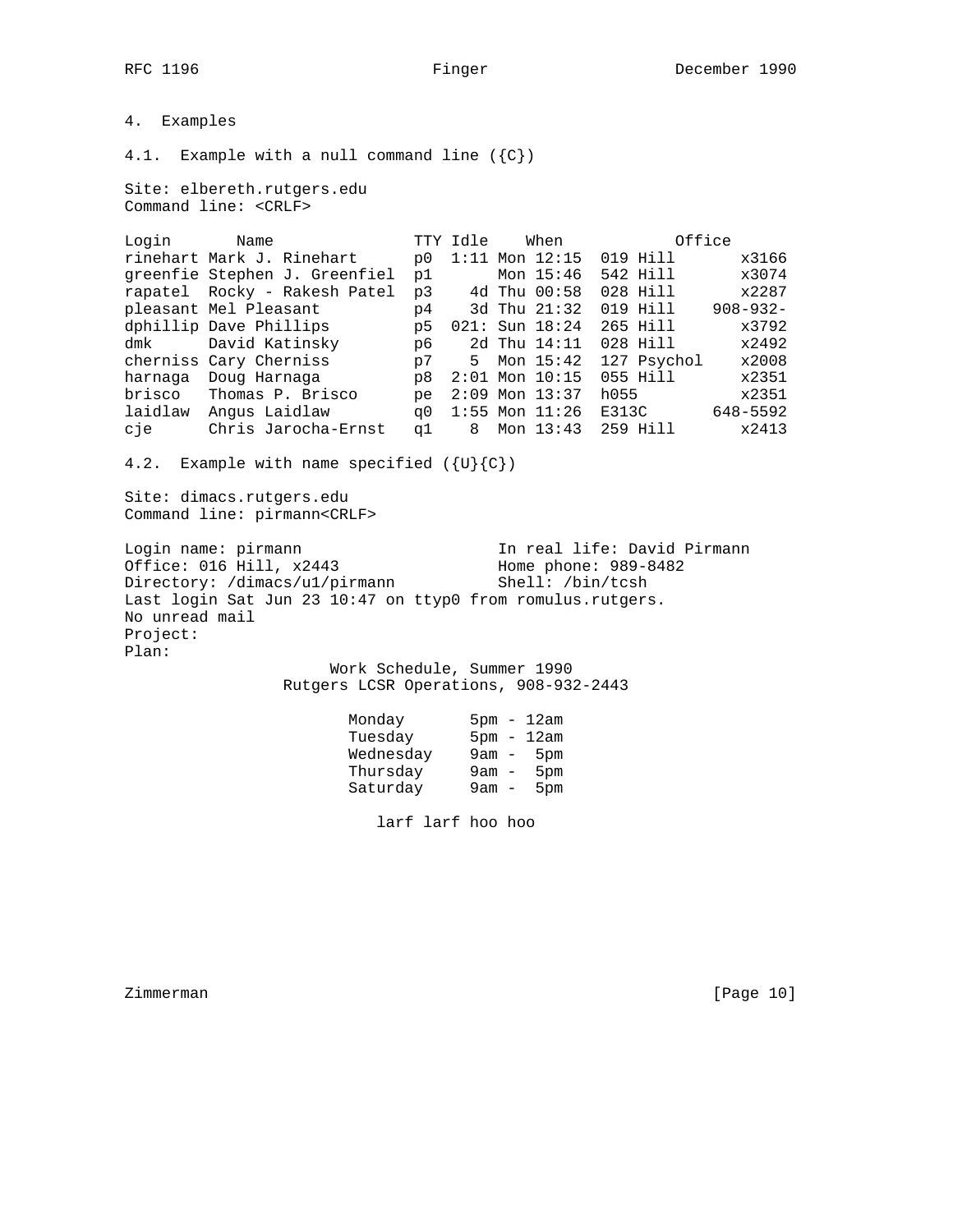## 4. Examples

### 4.1. Example with a null command line ({C})

Site: elbereth.rutgers.edu
Command line: <CRLF>

```
Login       Name               TTY Idle    When            Office
rinehart Mark J. Rinehart      p0  1:11 Mon 12:15  019 Hill       x3166
greenfie Stephen J. Greenfiel  p1       Mon 15:46  542 Hill       x3074
rapatel  Rocky - Rakesh Patel  p3    4d Thu 00:58  028 Hill       x2287
pleasant Mel Pleasant          p4    3d Thu 21:32  019 Hill    908-932-
dphillip Dave Phillips         p5  021: Sun 18:24  265 Hill       x3792
dmk      David Katinsky        p6    2d Thu 14:11  028 Hill       x2492
cherniss Cary Cherniss         p7    5  Mon 15:42  127 Psychol    x2008
harnaga  Doug Harnaga          p8  2:01 Mon 10:15  055 Hill       x2351
brisco   Thomas P. Brisco      pe  2:09 Mon 13:37  h055           x2351
laidlaw  Angus Laidlaw         q0  1:55 Mon 11:26  E313C       648-5592
cje      Chris Jarocha-Ernst   q1    8  Mon 13:43  259 Hill       x2413
```

### 4.2. Example with name specified ({U}{C})

Site: dimacs.rutgers.edu
Command line: pirmann<CRLF>

```
Login name: pirmann                     In real life: David Pirmann
Office: 016 Hill, x2443                 Home phone: 989-8482
Directory: /dimacs/u1/pirmann           Shell: /bin/tcsh
Last login Sat Jun 23 10:47 on ttyp0 from romulus.rutgers.
No unread mail
Project:
Plan:
                      Work Schedule, Summer 1990
                 Rutgers LCSR Operations, 908-932-2443

                        Monday       5pm - 12am
                        Tuesday      5pm - 12am
                        Wednesday    9am -  5pm
                        Thursday     9am -  5pm
                        Saturday     9am -  5pm

                           larf larf hoo hoo
```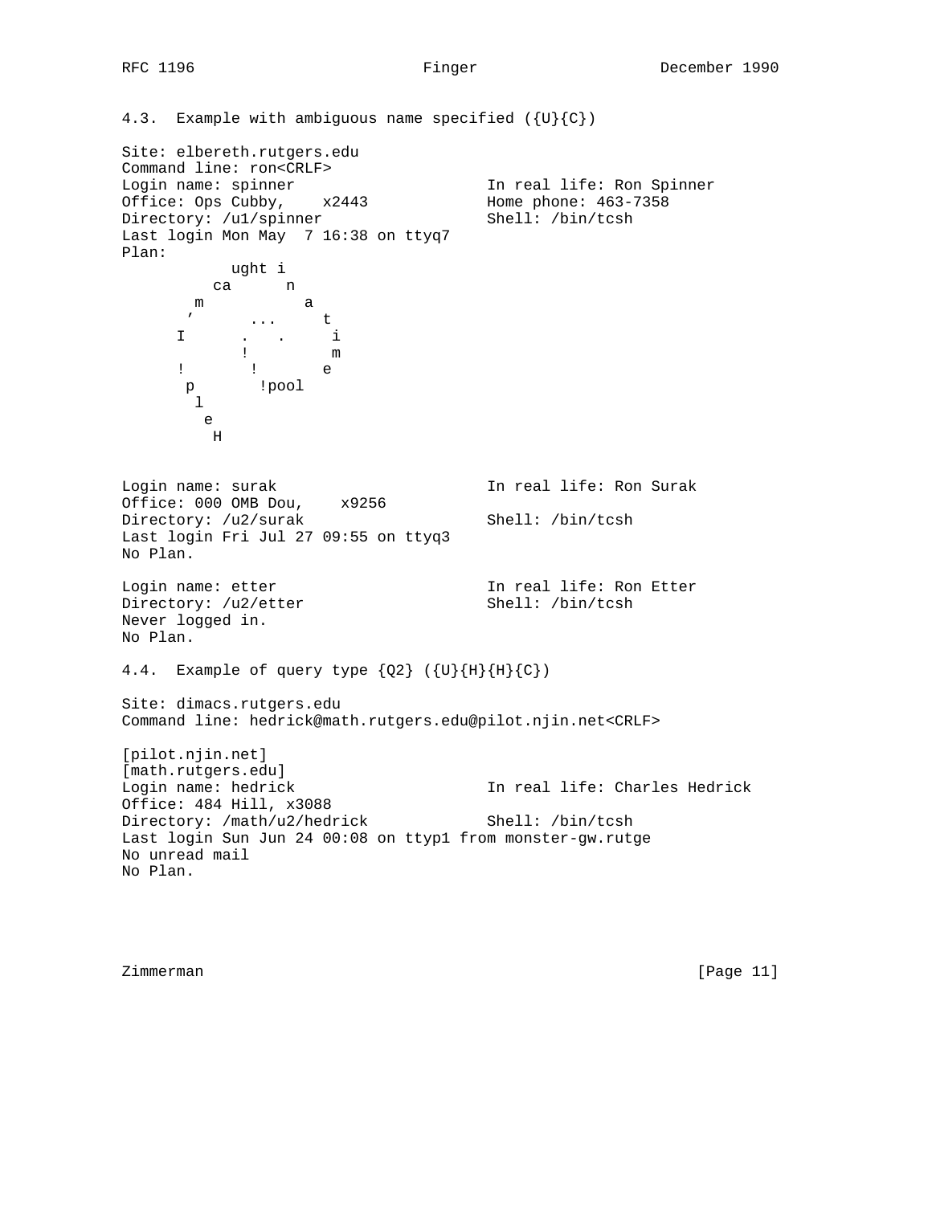4.3.  Example with ambiguous name specified ({U}{C})

```
Site: elbereth.rutgers.edu
Command line: ron<CRLF>
Login name: spinner                     In real life: Ron Spinner
Office: Ops Cubby,    x2443             Home phone: 463-7358
Directory: /u1/spinner                  Shell: /bin/tcsh
Last login Mon May  7 16:38 on ttyq7
Plan:
            ught i
          ca      n
        m           a
       '      ...     t
      I      .   .     i
             !         m
      !       !       e
       p       !pool
        l
         e
          H


Login name: surak                       In real life: Ron Surak
Office: 000 OMB Dou,    x9256
Directory: /u2/surak                    Shell: /bin/tcsh
Last login Fri Jul 27 09:55 on ttyq3
No Plan.

Login name: etter                       In real life: Ron Etter
Directory: /u2/etter                    Shell: /bin/tcsh
Never logged in.
No Plan.
```

4.4.  Example of query type {Q2} ({U}{H}{H}{C})

```
Site: dimacs.rutgers.edu
Command line: hedrick@math.rutgers.edu@pilot.njin.net<CRLF>

[pilot.njin.net]
[math.rutgers.edu]
Login name: hedrick                     In real life: Charles Hedrick
Office: 484 Hill, x3088
Directory: /math/u2/hedrick             Shell: /bin/tcsh
Last login Sun Jun 24 00:08 on ttyp1 from monster-gw.rutge
No unread mail
No Plan.
```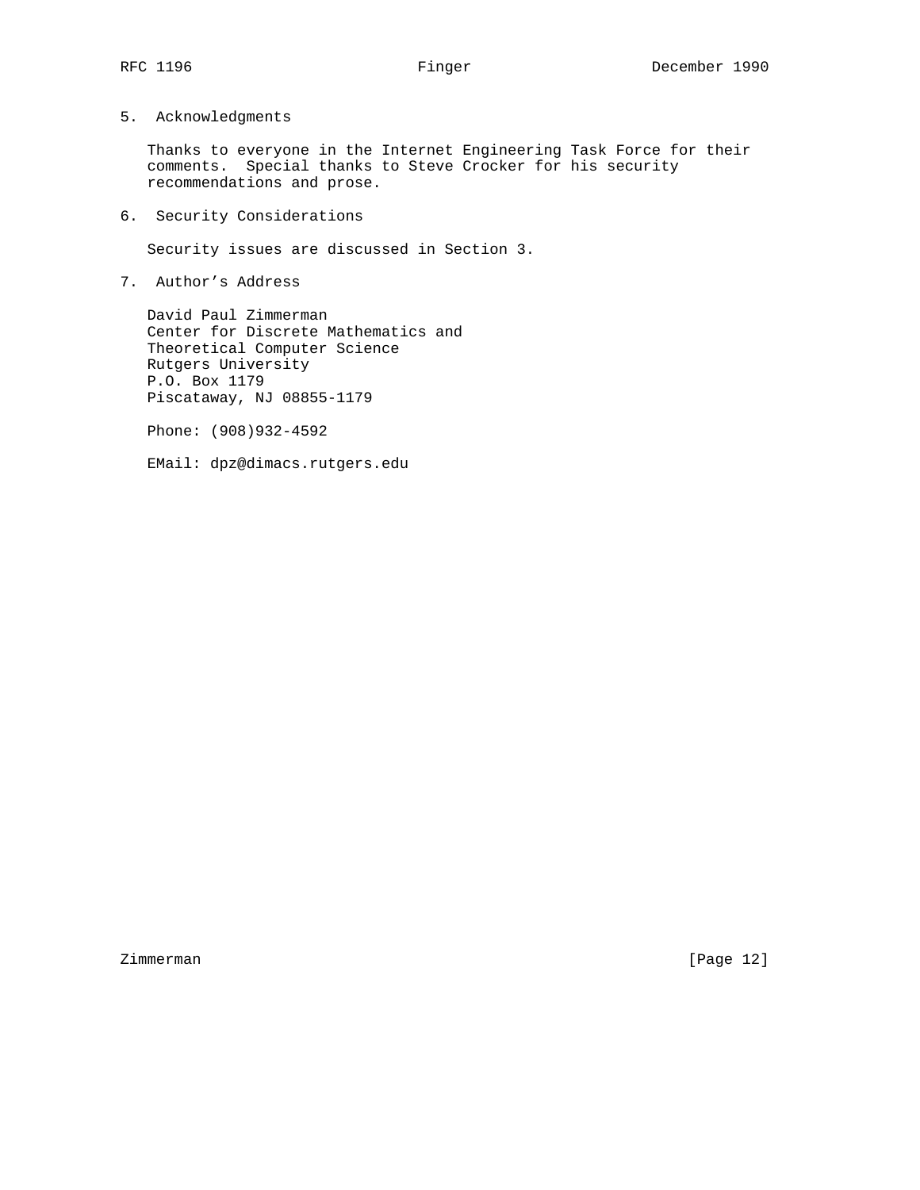## 5. Acknowledgments

Thanks to everyone in the Internet Engineering Task Force for their comments. Special thanks to Steve Crocker for his security recommendations and prose.

## 6. Security Considerations

Security issues are discussed in Section 3.

## 7. Author’s Address

David Paul Zimmerman
Center for Discrete Mathematics and
Theoretical Computer Science
Rutgers University
P.O. Box 1179
Piscataway, NJ 08855-1179

Phone: (908)932-4592

EMail: dpz@dimacs.rutgers.edu